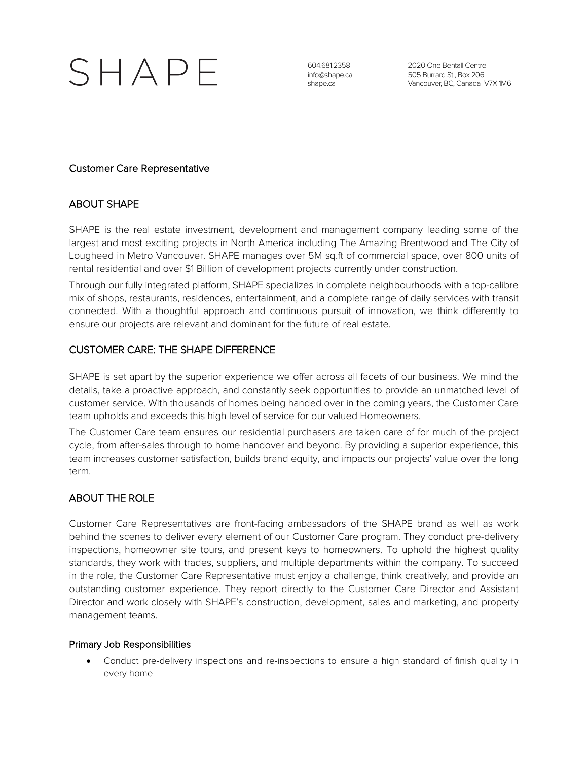# SHAPE

604.681.2358
info@shape.ca
shape.ca

2020 One Bentall Centre
505 Burrard St., Box 206
Vancouver, BC, Canada V7X 1M6

---

Customer Care Representative

## ABOUT SHAPE

SHAPE is the real estate investment, development and management company leading some of the largest and most exciting projects in North America including The Amazing Brentwood and The City of Lougheed in Metro Vancouver. SHAPE manages over 5M sq.ft of commercial space, over 800 units of rental residential and over $1 Billion of development projects currently under construction.

Through our fully integrated platform, SHAPE specializes in complete neighbourhoods with a top-calibre mix of shops, restaurants, residences, entertainment, and a complete range of daily services with transit connected. With a thoughtful approach and continuous pursuit of innovation, we think differently to ensure our projects are relevant and dominant for the future of real estate.

## CUSTOMER CARE: THE SHAPE DIFFERENCE

SHAPE is set apart by the superior experience we offer across all facets of our business. We mind the details, take a proactive approach, and constantly seek opportunities to provide an unmatched level of customer service. With thousands of homes being handed over in the coming years, the Customer Care team upholds and exceeds this high level of service for our valued Homeowners.

The Customer Care team ensures our residential purchasers are taken care of for much of the project cycle, from after-sales through to home handover and beyond. By providing a superior experience, this team increases customer satisfaction, builds brand equity, and impacts our projects' value over the long term.

## ABOUT THE ROLE

Customer Care Representatives are front-facing ambassadors of the SHAPE brand as well as work behind the scenes to deliver every element of our Customer Care program. They conduct pre-delivery inspections, homeowner site tours, and present keys to homeowners. To uphold the highest quality standards, they work with trades, suppliers, and multiple departments within the company. To succeed in the role, the Customer Care Representative must enjoy a challenge, think creatively, and provide an outstanding customer experience. They report directly to the Customer Care Director and Assistant Director and work closely with SHAPE's construction, development, sales and marketing, and property management teams.

### Primary Job Responsibilities

- Conduct pre-delivery inspections and re-inspections to ensure a high standard of finish quality in every home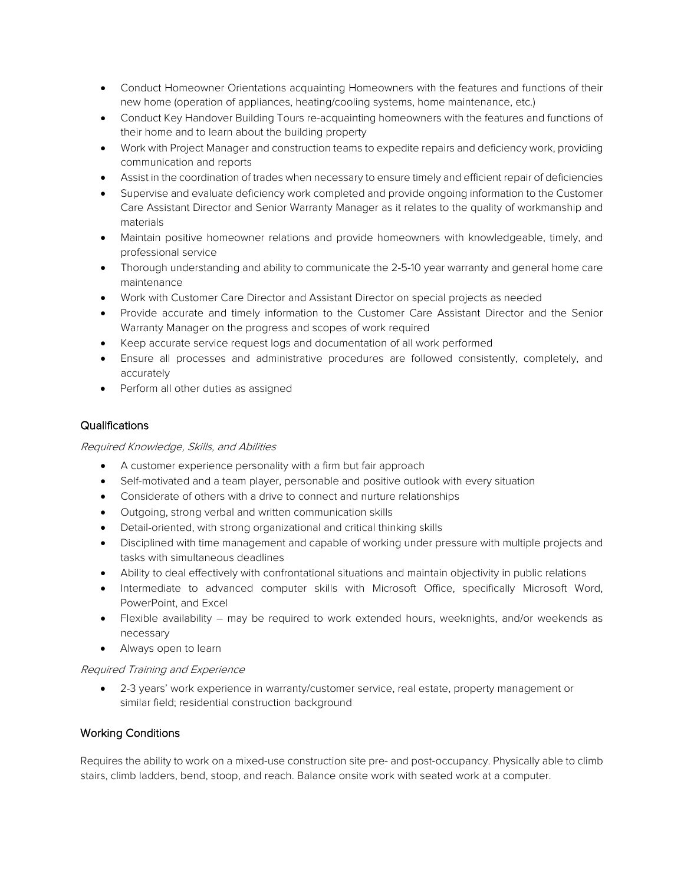- Conduct Homeowner Orientations acquainting Homeowners with the features and functions of their new home (operation of appliances, heating/cooling systems, home maintenance, etc.)
- Conduct Key Handover Building Tours re-acquainting homeowners with the features and functions of their home and to learn about the building property
- Work with Project Manager and construction teams to expedite repairs and deficiency work, providing communication and reports
- Assist in the coordination of trades when necessary to ensure timely and efficient repair of deficiencies
- Supervise and evaluate deficiency work completed and provide ongoing information to the Customer Care Assistant Director and Senior Warranty Manager as it relates to the quality of workmanship and materials
- Maintain positive homeowner relations and provide homeowners with knowledgeable, timely, and professional service
- Thorough understanding and ability to communicate the 2-5-10 year warranty and general home care maintenance
- Work with Customer Care Director and Assistant Director on special projects as needed
- Provide accurate and timely information to the Customer Care Assistant Director and the Senior Warranty Manager on the progress and scopes of work required
- Keep accurate service request logs and documentation of all work performed
- Ensure all processes and administrative procedures are followed consistently, completely, and accurately
- Perform all other duties as assigned

## Qualifications

*Required Knowledge, Skills, and Abilities*

- A customer experience personality with a firm but fair approach
- Self-motivated and a team player, personable and positive outlook with every situation
- Considerate of others with a drive to connect and nurture relationships
- Outgoing, strong verbal and written communication skills
- Detail-oriented, with strong organizational and critical thinking skills
- Disciplined with time management and capable of working under pressure with multiple projects and tasks with simultaneous deadlines
- Ability to deal effectively with confrontational situations and maintain objectivity in public relations
- Intermediate to advanced computer skills with Microsoft Office, specifically Microsoft Word, PowerPoint, and Excel
- Flexible availability – may be required to work extended hours, weeknights, and/or weekends as necessary
- Always open to learn

*Required Training and Experience*

- 2-3 years' work experience in warranty/customer service, real estate, property management or similar field; residential construction background

## Working Conditions

Requires the ability to work on a mixed-use construction site pre- and post-occupancy. Physically able to climb stairs, climb ladders, bend, stoop, and reach. Balance onsite work with seated work at a computer.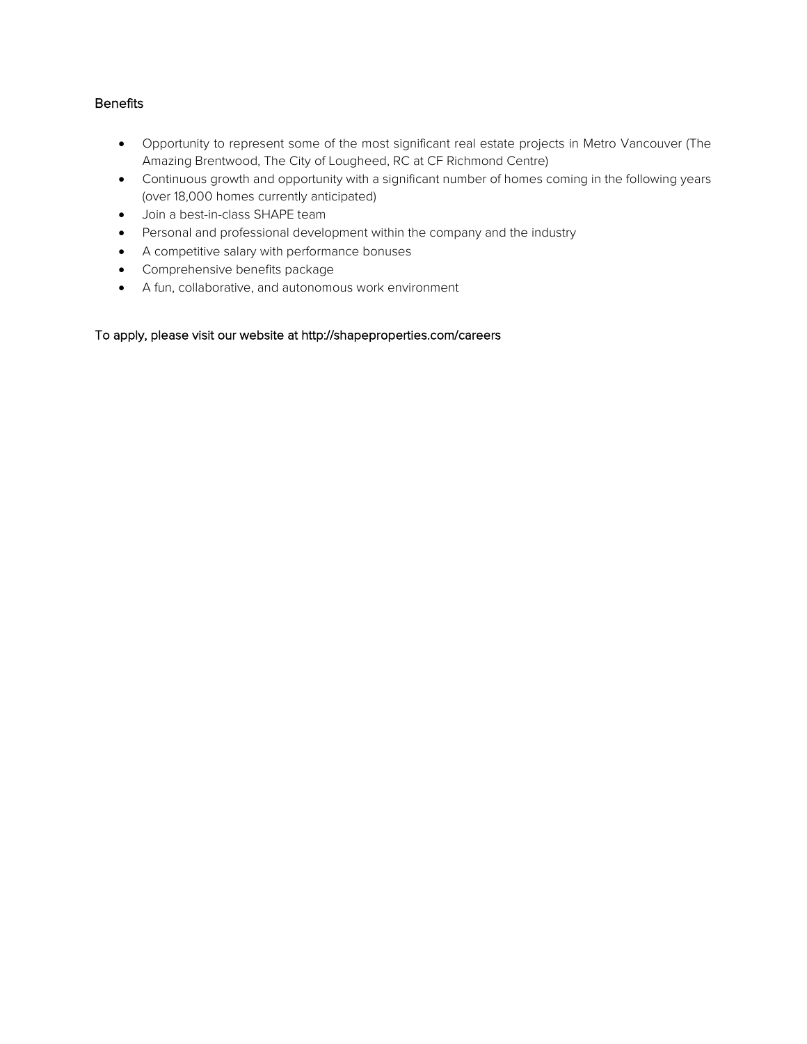## Benefits

- Opportunity to represent some of the most significant real estate projects in Metro Vancouver (The Amazing Brentwood, The City of Lougheed, RC at CF Richmond Centre)
- Continuous growth and opportunity with a significant number of homes coming in the following years (over 18,000 homes currently anticipated)
- Join a best-in-class SHAPE team
- Personal and professional development within the company and the industry
- A competitive salary with performance bonuses
- Comprehensive benefits package
- A fun, collaborative, and autonomous work environment

To apply, please visit our website at http://shapeproperties.com/careers